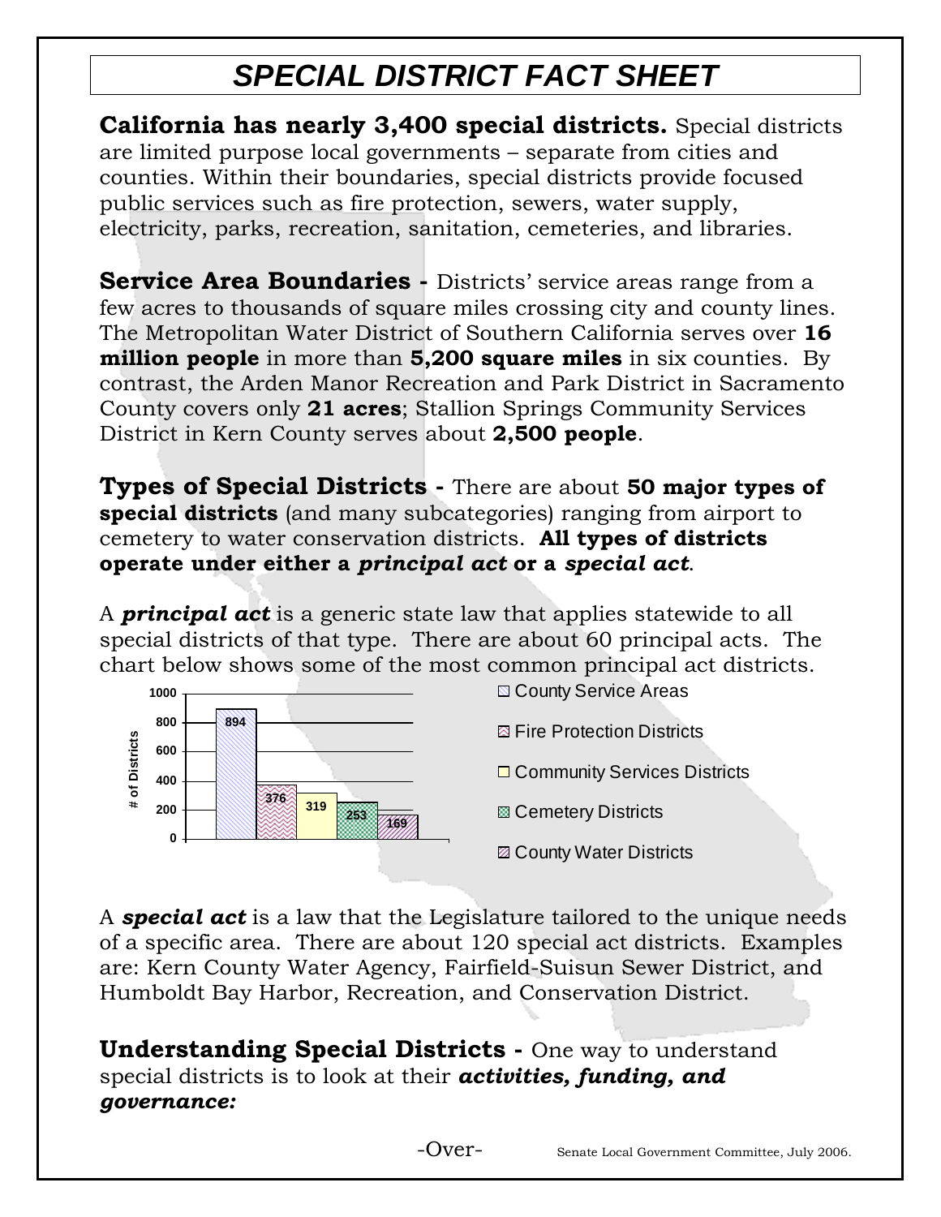# SPECIAL DISTRICT FACT SHEET

**California has nearly 3,400 special districts.** Special districts are limited purpose local governments – separate from cities and counties. Within their boundaries, special districts provide focused public services such as fire protection, sewers, water supply, electricity, parks, recreation, sanitation, cemeteries, and libraries.

**Service Area Boundaries -** Districts' service areas range from a few acres to thousands of square miles crossing city and county lines. The Metropolitan Water District of Southern California serves over **16 million people** in more than **5,200 square miles** in six counties. By contrast, the Arden Manor Recreation and Park District in Sacramento County covers only **21 acres**; Stallion Springs Community Services District in Kern County serves about **2,500 people**.

**Types of Special Districts -** There are about **50 major types of special districts** (and many subcategories) ranging from airport to cemetery to water conservation districts. **All types of districts operate under either a *principal act* or a *special act*.**

A ***principal act*** is a generic state law that applies statewide to all special districts of that type. There are about 60 principal acts. The chart below shows some of the most common principal act districts.

| District Type | # of Districts |
|---|---|
| County Service Areas | 894 |
| Fire Protection Districts | 376 |
| Community Services Districts | 319 |
| Cemetery Districts | 253 |
| County Water Districts | 169 |

A ***special act*** is a law that the Legislature tailored to the unique needs of a specific area. There are about 120 special act districts. Examples are: Kern County Water Agency, Fairfield-Suisun Sewer District, and Humboldt Bay Harbor, Recreation, and Conservation District.

**Understanding Special Districts -** One way to understand special districts is to look at their ***activities, funding, and governance:***

-Over-

Senate Local Government Committee, July 2006.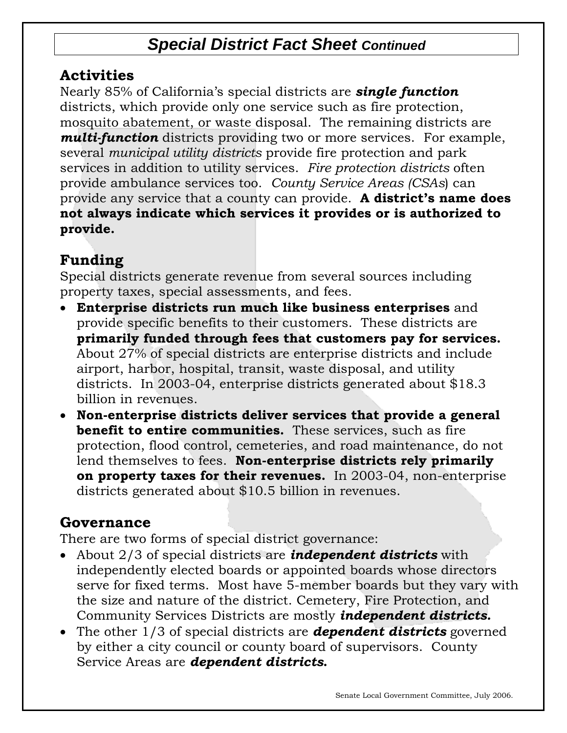# *Special District Fact Sheet Continued*

## Activities

Nearly 85% of California's special districts are ***single function*** districts, which provide only one service such as fire protection, mosquito abatement, or waste disposal. The remaining districts are ***multi-function*** districts providing two or more services. For example, several *municipal utility districts* provide fire protection and park services in addition to utility services. *Fire protection districts* often provide ambulance services too. *County Service Areas (CSAs*) can provide any service that a county can provide. **A district's name does not always indicate which services it provides or is authorized to provide.**

## Funding

Special districts generate revenue from several sources including property taxes, special assessments, and fees.

- **Enterprise districts run much like business enterprises** and provide specific benefits to their customers. These districts are **primarily funded through fees that customers pay for services.** About 27% of special districts are enterprise districts and include airport, harbor, hospital, transit, waste disposal, and utility districts. In 2003-04, enterprise districts generated about $18.3 billion in revenues.
- **Non-enterprise districts deliver services that provide a general benefit to entire communities.** These services, such as fire protection, flood control, cemeteries, and road maintenance, do not lend themselves to fees. **Non-enterprise districts rely primarily on property taxes for their revenues.** In 2003-04, non-enterprise districts generated about $10.5 billion in revenues.

## Governance

There are two forms of special district governance:

- About 2/3 of special districts are ***independent districts*** with independently elected boards or appointed boards whose directors serve for fixed terms. Most have 5-member boards but they vary with the size and nature of the district. Cemetery, Fire Protection, and Community Services Districts are mostly ***independent districts.***
- The other 1/3 of special districts are ***dependent districts*** governed by either a city council or county board of supervisors. County Service Areas are ***dependent districts.***

Senate Local Government Committee, July 2006.